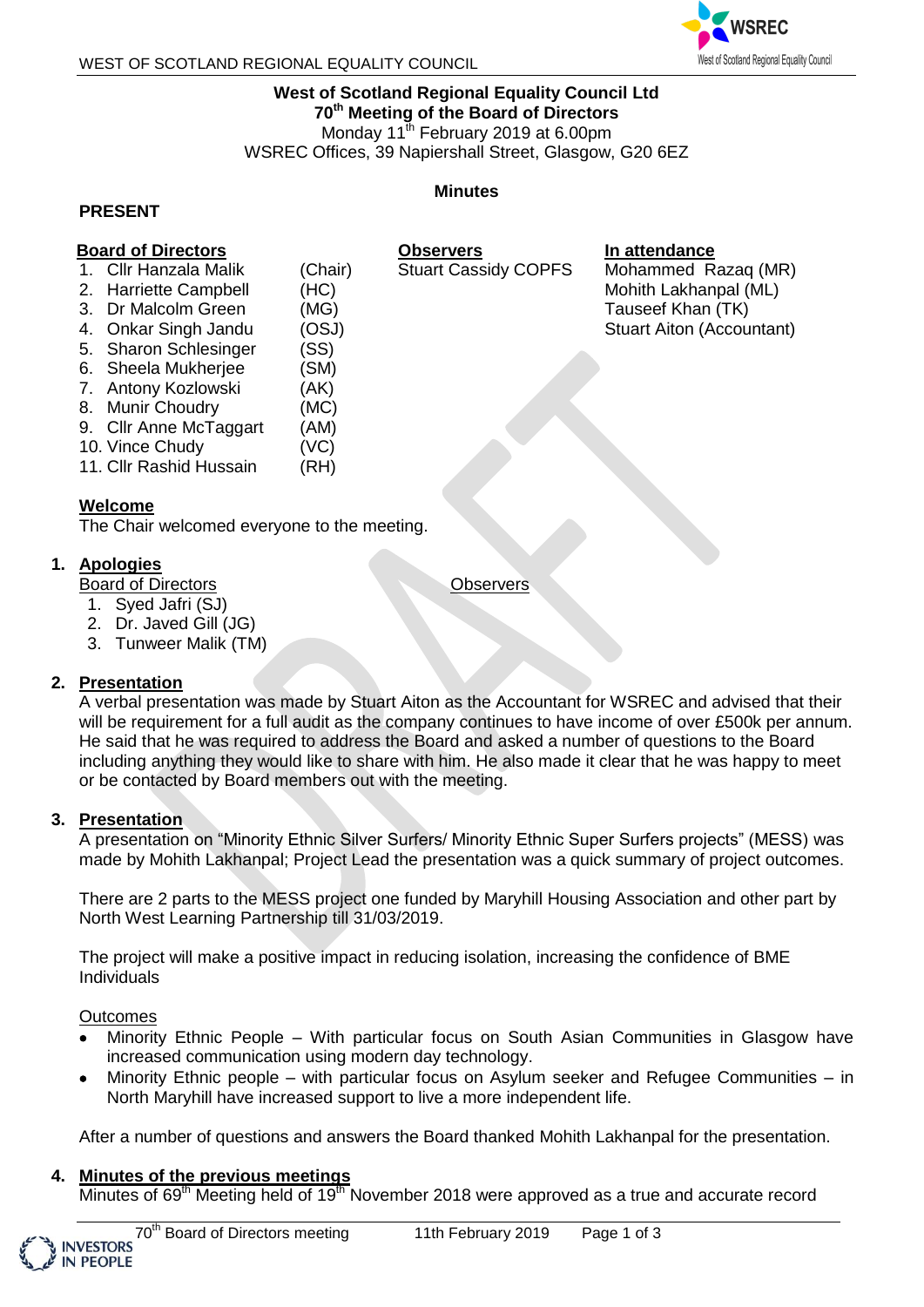**West of Scotland Regional Equality Council Ltd**
**70th Meeting of the Board of Directors**
Monday 11th February 2019 at 6.00pm
WSREC Offices, 39 Napiershall Street, Glasgow, G20 6EZ

**Minutes**

**PRESENT**

| Board of Directors | | Observers | In attendance |
|---|---|---|---|
| 1. Cllr Hanzala Malik | (Chair) | Stuart Cassidy COPFS | Mohammed Razaq (MR) |
| 2. Harriette Campbell | (HC) | | Mohith Lakhanpal (ML) |
| 3. Dr Malcolm Green | (MG) | | Tauseef Khan (TK) |
| 4. Onkar Singh Jandu | (OSJ) | | Stuart Aiton (Accountant) |
| 5. Sharon Schlesinger | (SS) | | |
| 6. Sheela Mukherjee | (SM) | | |
| 7. Antony Kozlowski | (AK) | | |
| 8. Munir Choudry | (MC) | | |
| 9. Cllr Anne McTaggart | (AM) | | |
| 10. Vince Chudy | (VC) | | |
| 11. Cllr Rashid Hussain | (RH) | | |

**Welcome**
The Chair welcomed everyone to the meeting.

1. **Apologies**

| Board of Directors | Observers |
|---|---|
| 1. Syed Jafri (SJ) | |
| 2. Dr. Javed Gill (JG) | |
| 3. Tunweer Malik (TM) | |

2. **Presentation**
A verbal presentation was made by Stuart Aiton as the Accountant for WSREC and advised that their will be requirement for a full audit as the company continues to have income of over £500k per annum. He said that he was required to address the Board and asked a number of questions to the Board including anything they would like to share with him. He also made it clear that he was happy to meet or be contacted by Board members out with the meeting.

3. **Presentation**
A presentation on "Minority Ethnic Silver Surfers/ Minority Ethnic Super Surfers projects" (MESS) was made by Mohith Lakhanpal; Project Lead the presentation was a quick summary of project outcomes.

There are 2 parts to the MESS project one funded by Maryhill Housing Association and other part by North West Learning Partnership till 31/03/2019.

The project will make a positive impact in reducing isolation, increasing the confidence of BME Individuals

Outcomes

- Minority Ethnic People – With particular focus on South Asian Communities in Glasgow have increased communication using modern day technology.
- Minority Ethnic people – with particular focus on Asylum seeker and Refugee Communities – in North Maryhill have increased support to live a more independent life.

After a number of questions and answers the Board thanked Mohith Lakhanpal for the presentation.

4. **Minutes of the previous meetings**
Minutes of 69th Meeting held of 19th November 2018 were approved as a true and accurate record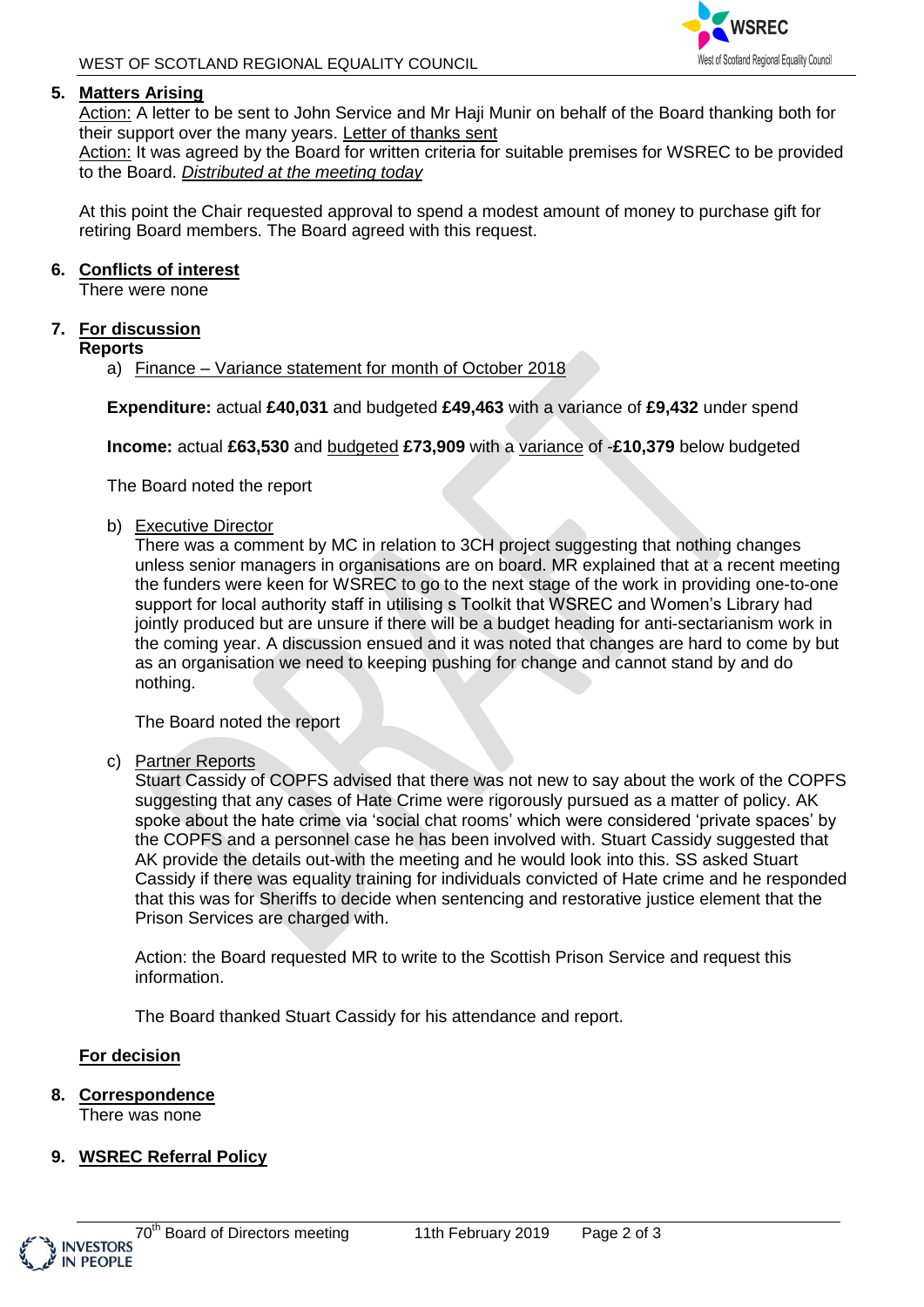5. **Matters Arising**

Action: A letter to be sent to John Service and Mr Haji Munir on behalf of the Board thanking both for their support over the many years. Letter of thanks sent

Action: It was agreed by the Board for written criteria for suitable premises for WSREC to be provided to the Board. *Distributed at the meeting today*

At this point the Chair requested approval to spend a modest amount of money to purchase gift for retiring Board members. The Board agreed with this request.

6. **Conflicts of interest**

There were none

7. **For discussion**

**Reports**

a) Finance – Variance statement for month of October 2018

**Expenditure:** actual **£40,031** and budgeted **£49,463** with a variance of **£9,432** under spend

**Income:** actual **£63,530** and budgeted **£73,909** with a variance of -**£10,379** below budgeted

The Board noted the report

b) Executive Director

There was a comment by MC in relation to 3CH project suggesting that nothing changes unless senior managers in organisations are on board. MR explained that at a recent meeting the funders were keen for WSREC to go to the next stage of the work in providing one-to-one support for local authority staff in utilising s Toolkit that WSREC and Women's Library had jointly produced but are unsure if there will be a budget heading for anti-sectarianism work in the coming year. A discussion ensued and it was noted that changes are hard to come by but as an organisation we need to keeping pushing for change and cannot stand by and do nothing.

The Board noted the report

c) Partner Reports

Stuart Cassidy of COPFS advised that there was not new to say about the work of the COPFS suggesting that any cases of Hate Crime were rigorously pursued as a matter of policy. AK spoke about the hate crime via 'social chat rooms' which were considered 'private spaces' by the COPFS and a personnel case he has been involved with. Stuart Cassidy suggested that AK provide the details out-with the meeting and he would look into this. SS asked Stuart Cassidy if there was equality training for individuals convicted of Hate crime and he responded that this was for Sheriffs to decide when sentencing and restorative justice element that the Prison Services are charged with.

Action: the Board requested MR to write to the Scottish Prison Service and request this information.

The Board thanked Stuart Cassidy for his attendance and report.

**For decision**

8. **Correspondence**

There was none

9. **WSREC Referral Policy**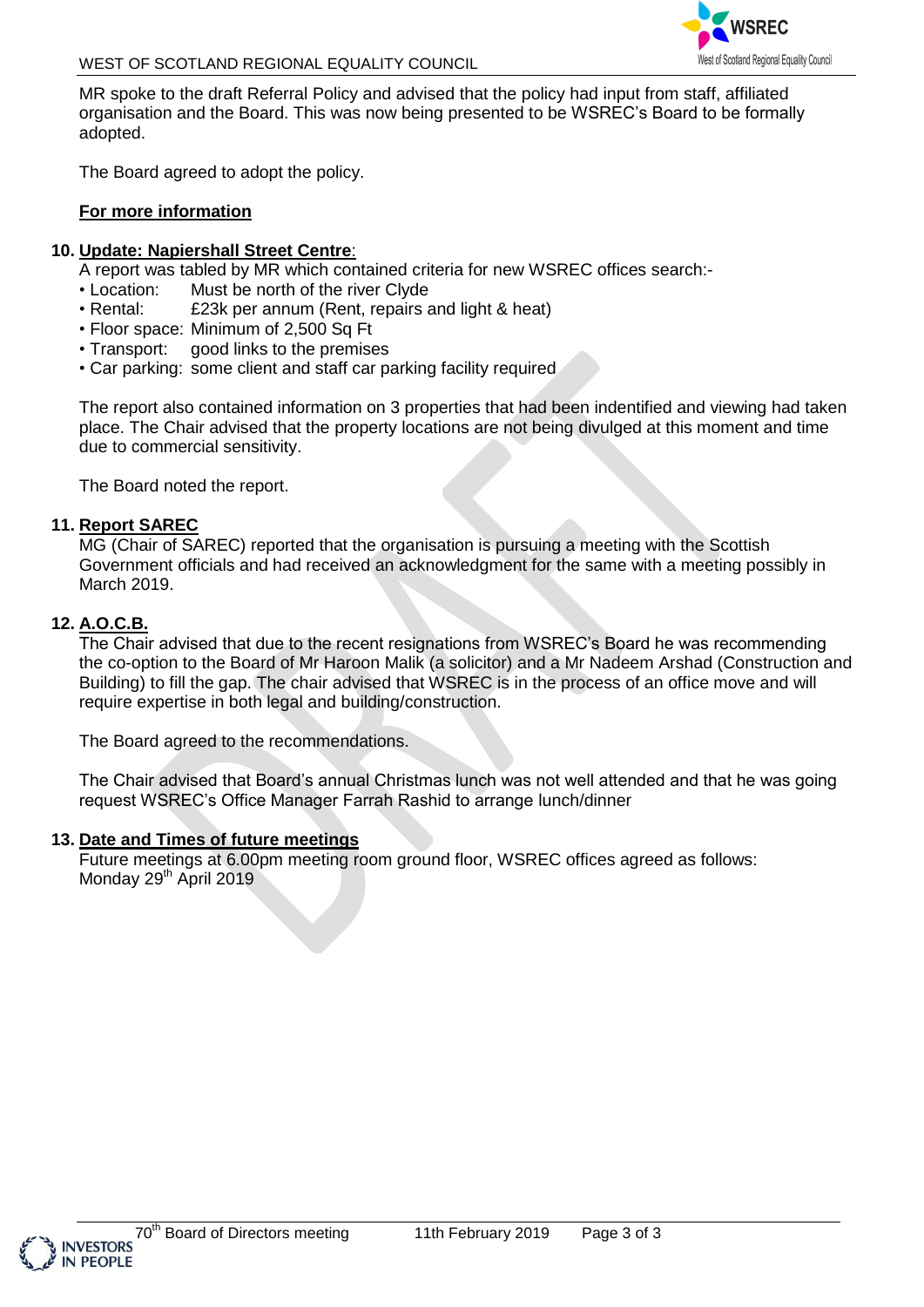MR spoke to the draft Referral Policy and advised that the policy had input from staff, affiliated organisation and the Board. This was now being presented to be WSREC's Board to be formally adopted.

The Board agreed to adopt the policy.

**For more information**

**10. Update: Napiershall Street Centre:**

A report was tabled by MR which contained criteria for new WSREC offices search:-

- Location: Must be north of the river Clyde
- Rental: £23k per annum (Rent, repairs and light & heat)
- Floor space: Minimum of 2,500 Sq Ft
- Transport: good links to the premises
- Car parking: some client and staff car parking facility required

The report also contained information on 3 properties that had been indentified and viewing had taken place. The Chair advised that the property locations are not being divulged at this moment and time due to commercial sensitivity.

The Board noted the report.

**11. Report SAREC**

MG (Chair of SAREC) reported that the organisation is pursuing a meeting with the Scottish Government officials and had received an acknowledgment for the same with a meeting possibly in March 2019.

**12. A.O.C.B.**

The Chair advised that due to the recent resignations from WSREC's Board he was recommending the co-option to the Board of Mr Haroon Malik (a solicitor) and a Mr Nadeem Arshad (Construction and Building) to fill the gap. The chair advised that WSREC is in the process of an office move and will require expertise in both legal and building/construction.

The Board agreed to the recommendations.

The Chair advised that Board's annual Christmas lunch was not well attended and that he was going request WSREC's Office Manager Farrah Rashid to arrange lunch/dinner

**13. Date and Times of future meetings**

Future meetings at 6.00pm meeting room ground floor, WSREC offices agreed as follows:
Monday 29th April 2019